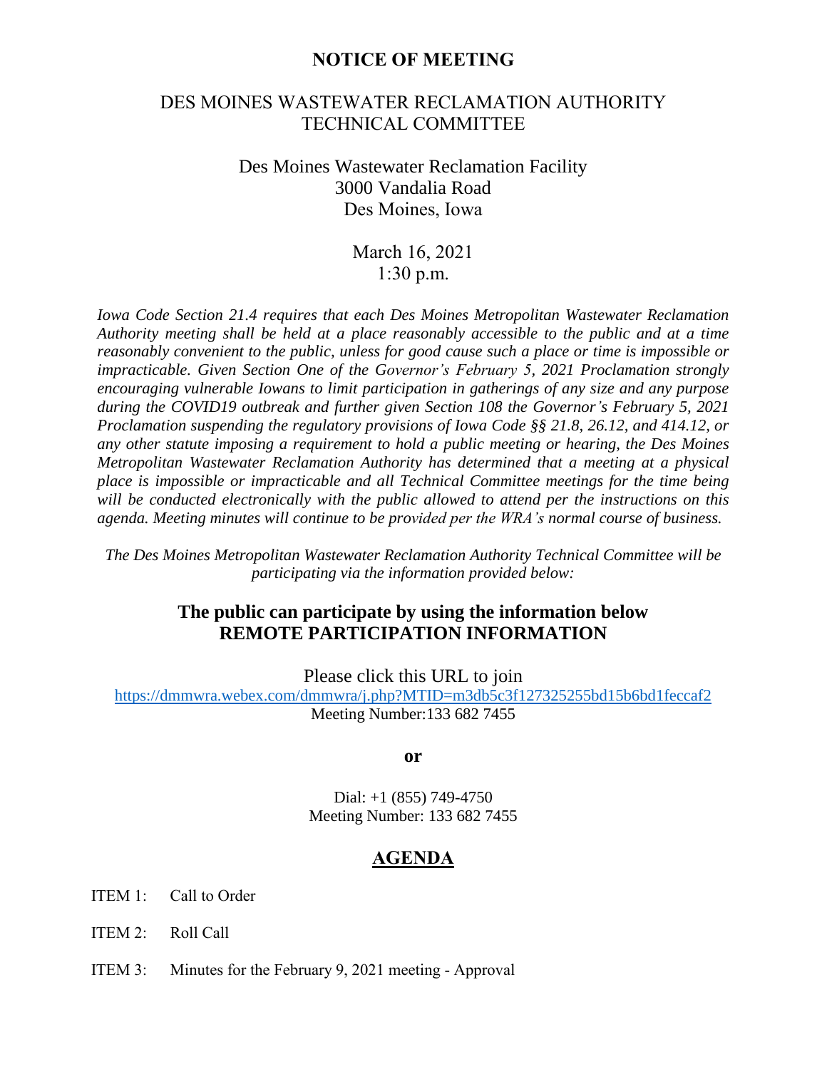# NOTICE OF MEETING

## DES MOINES WASTEWATER RECLAMATION AUTHORITY TECHNICAL COMMITTEE

Des Moines Wastewater Reclamation Facility
3000 Vandalia Road
Des Moines, Iowa

March 16, 2021
1:30 p.m.

*Iowa Code Section 21.4 requires that each Des Moines Metropolitan Wastewater Reclamation Authority meeting shall be held at a place reasonably accessible to the public and at a time reasonably convenient to the public, unless for good cause such a place or time is impossible or impracticable. Given Section One of the Governor's February 5, 2021 Proclamation strongly encouraging vulnerable Iowans to limit participation in gatherings of any size and any purpose during the COVID19 outbreak and further given Section 108 the Governor's February 5, 2021 Proclamation suspending the regulatory provisions of Iowa Code §§ 21.8, 26.12, and 414.12, or any other statute imposing a requirement to hold a public meeting or hearing, the Des Moines Metropolitan Wastewater Reclamation Authority has determined that a meeting at a physical place is impossible or impracticable and all Technical Committee meetings for the time being will be conducted electronically with the public allowed to attend per the instructions on this agenda. Meeting minutes will continue to be provided per the WRA's normal course of business.*

*The Des Moines Metropolitan Wastewater Reclamation Authority Technical Committee will be participating via the information provided below:*

## The public can participate by using the information below REMOTE PARTICIPATION INFORMATION

Please click this URL to join
https://dmmwra.webex.com/dmmwra/j.php?MTID=m3db5c3f127325255bd15b6bd1feccaf2
Meeting Number:133 682 7455

**or**

Dial: +1 (855) 749-4750
Meeting Number: 133 682 7455

## AGENDA

ITEM 1: Call to Order

ITEM 2: Roll Call

ITEM 3: Minutes for the February 9, 2021 meeting - Approval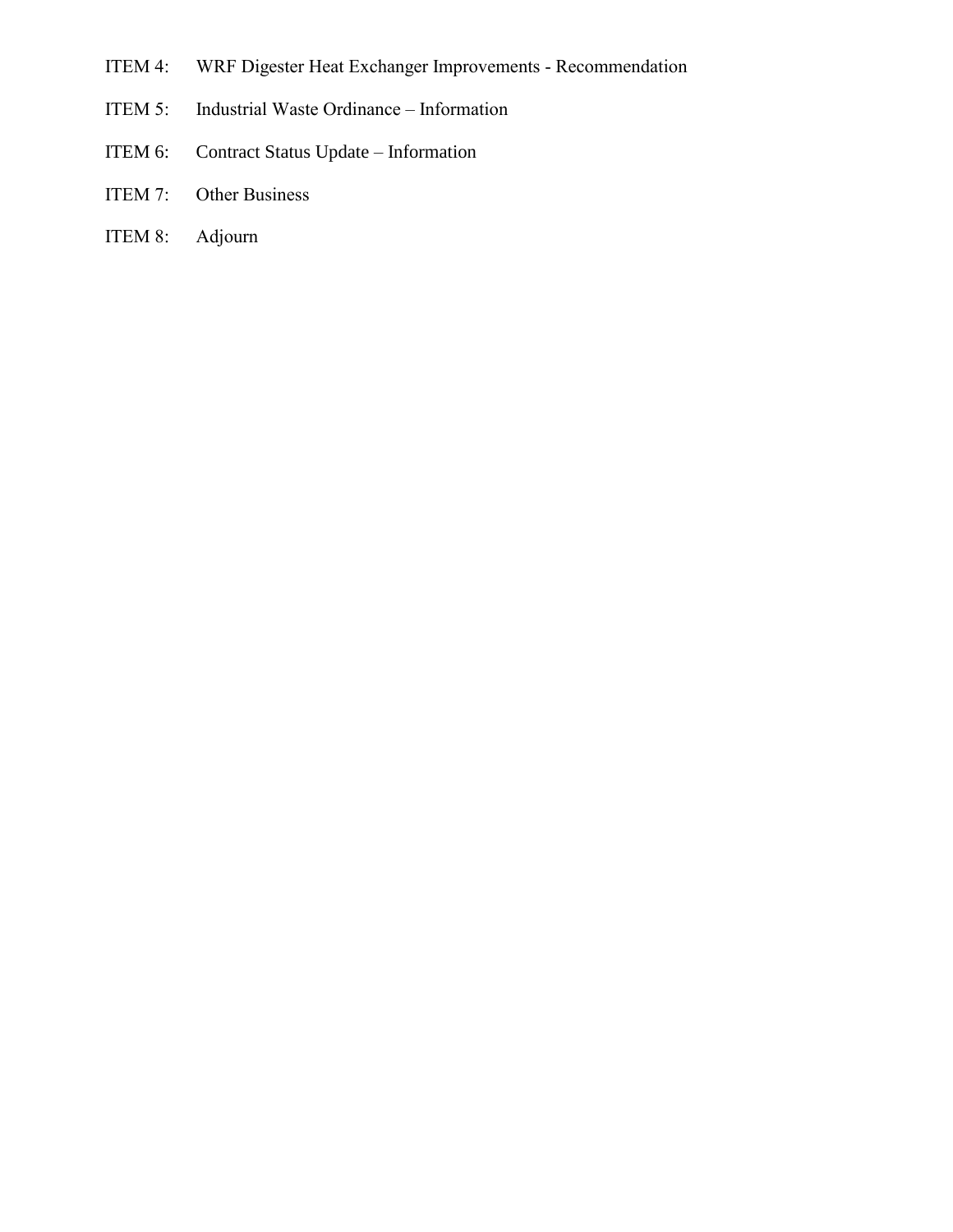ITEM 4: WRF Digester Heat Exchanger Improvements - Recommendation

ITEM 5: Industrial Waste Ordinance – Information

ITEM 6: Contract Status Update – Information

ITEM 7: Other Business

ITEM 8: Adjourn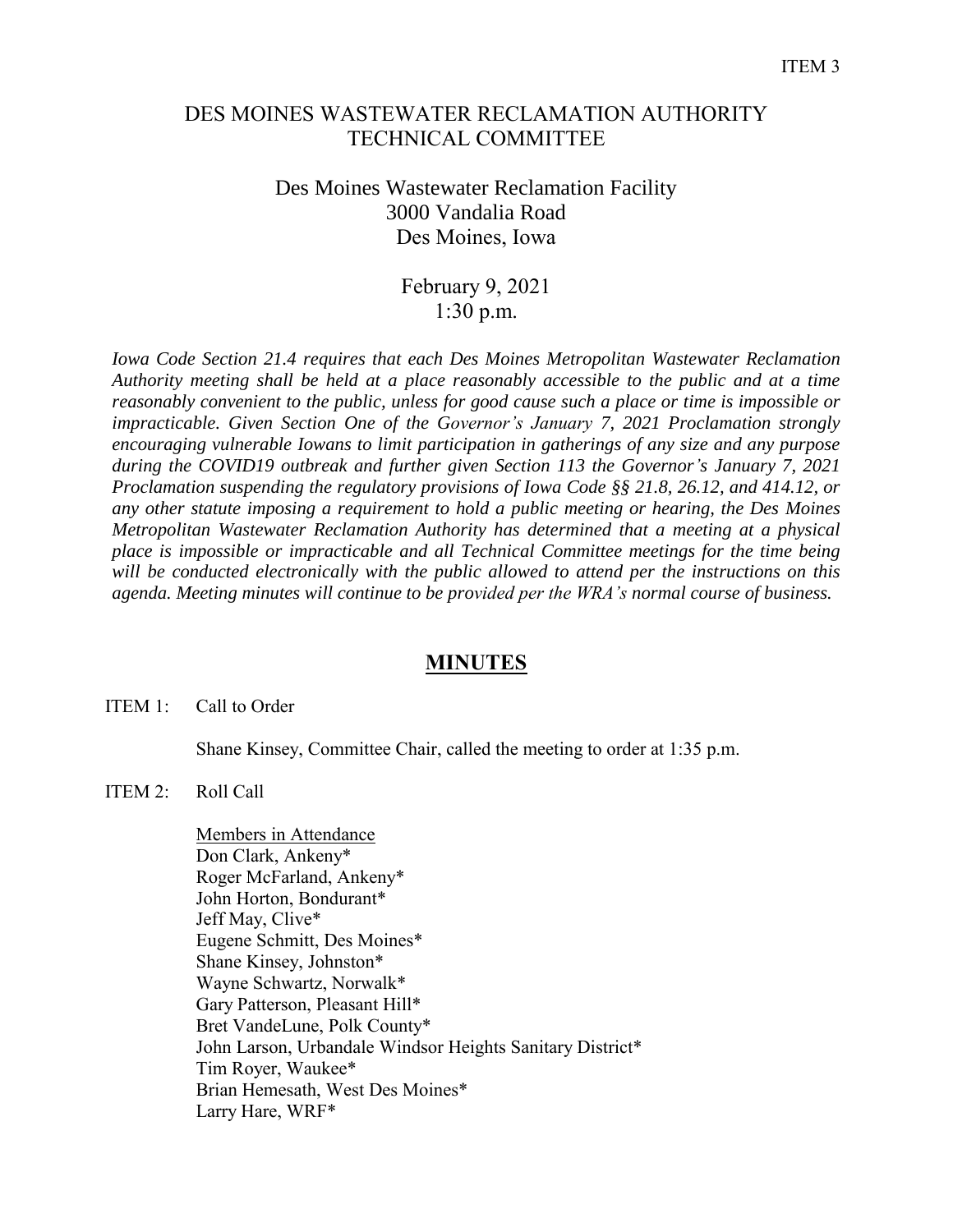ITEM 3

# DES MOINES WASTEWATER RECLAMATION AUTHORITY TECHNICAL COMMITTEE

Des Moines Wastewater Reclamation Facility
3000 Vandalia Road
Des Moines, Iowa

February 9, 2021
1:30 p.m.

*Iowa Code Section 21.4 requires that each Des Moines Metropolitan Wastewater Reclamation Authority meeting shall be held at a place reasonably accessible to the public and at a time reasonably convenient to the public, unless for good cause such a place or time is impossible or impracticable. Given Section One of the Governor's January 7, 2021 Proclamation strongly encouraging vulnerable Iowans to limit participation in gatherings of any size and any purpose during the COVID19 outbreak and further given Section 113 the Governor's January 7, 2021 Proclamation suspending the regulatory provisions of Iowa Code §§ 21.8, 26.12, and 414.12, or any other statute imposing a requirement to hold a public meeting or hearing, the Des Moines Metropolitan Wastewater Reclamation Authority has determined that a meeting at a physical place is impossible or impracticable and all Technical Committee meetings for the time being will be conducted electronically with the public allowed to attend per the instructions on this agenda. Meeting minutes will continue to be provided per the WRA's normal course of business.*

## MINUTES

ITEM 1: Call to Order

Shane Kinsey, Committee Chair, called the meeting to order at 1:35 p.m.

ITEM 2: Roll Call

Members in Attendance
Don Clark, Ankeny*
Roger McFarland, Ankeny*
John Horton, Bondurant*
Jeff May, Clive*
Eugene Schmitt, Des Moines*
Shane Kinsey, Johnston*
Wayne Schwartz, Norwalk*
Gary Patterson, Pleasant Hill*
Bret VandeLune, Polk County*
John Larson, Urbandale Windsor Heights Sanitary District*
Tim Royer, Waukee*
Brian Hemesath, West Des Moines*
Larry Hare, WRF*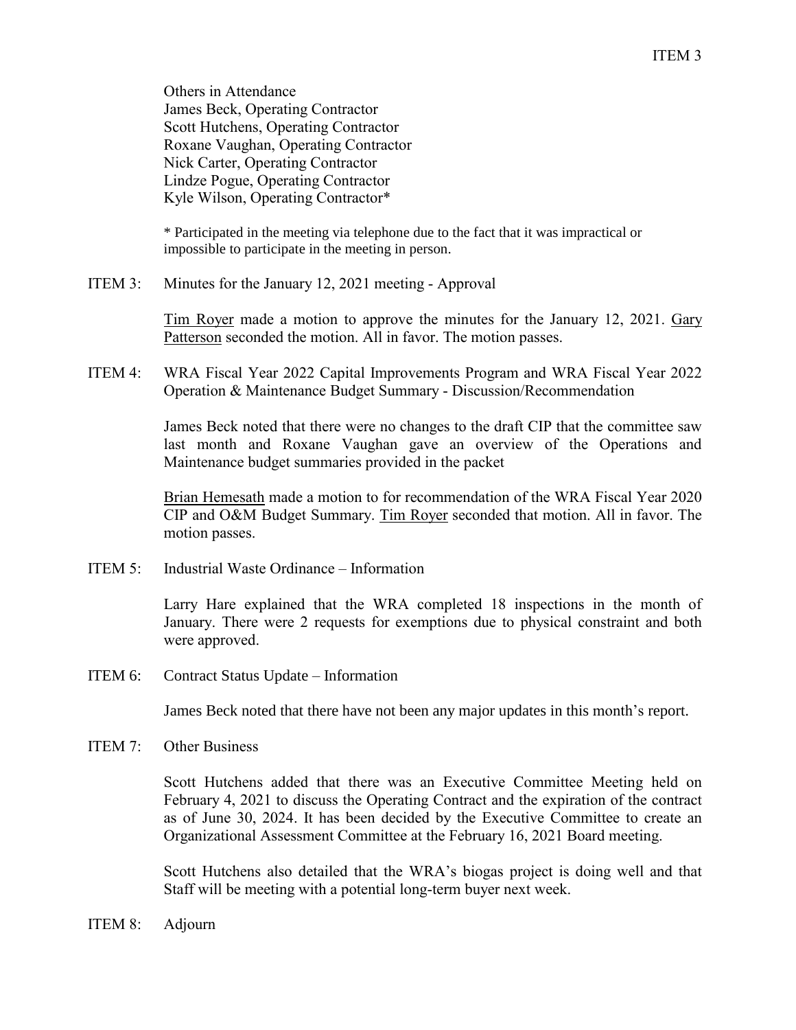Others in Attendance
James Beck, Operating Contractor
Scott Hutchens, Operating Contractor
Roxane Vaughan, Operating Contractor
Nick Carter, Operating Contractor
Lindze Pogue, Operating Contractor
Kyle Wilson, Operating Contractor*

* Participated in the meeting via telephone due to the fact that it was impractical or impossible to participate in the meeting in person.

ITEM 3: Minutes for the January 12, 2021 meeting - Approval

Tim Royer made a motion to approve the minutes for the January 12, 2021. Gary Patterson seconded the motion. All in favor. The motion passes.

ITEM 4: WRA Fiscal Year 2022 Capital Improvements Program and WRA Fiscal Year 2022 Operation & Maintenance Budget Summary - Discussion/Recommendation

James Beck noted that there were no changes to the draft CIP that the committee saw last month and Roxane Vaughan gave an overview of the Operations and Maintenance budget summaries provided in the packet

Brian Hemesath made a motion to for recommendation of the WRA Fiscal Year 2020 CIP and O&M Budget Summary. Tim Royer seconded that motion. All in favor. The motion passes.

ITEM 5: Industrial Waste Ordinance – Information

Larry Hare explained that the WRA completed 18 inspections in the month of January. There were 2 requests for exemptions due to physical constraint and both were approved.

ITEM 6: Contract Status Update – Information

James Beck noted that there have not been any major updates in this month's report.

ITEM 7: Other Business

Scott Hutchens added that there was an Executive Committee Meeting held on February 4, 2021 to discuss the Operating Contract and the expiration of the contract as of June 30, 2024. It has been decided by the Executive Committee to create an Organizational Assessment Committee at the February 16, 2021 Board meeting.

Scott Hutchens also detailed that the WRA's biogas project is doing well and that Staff will be meeting with a potential long-term buyer next week.

ITEM 8: Adjourn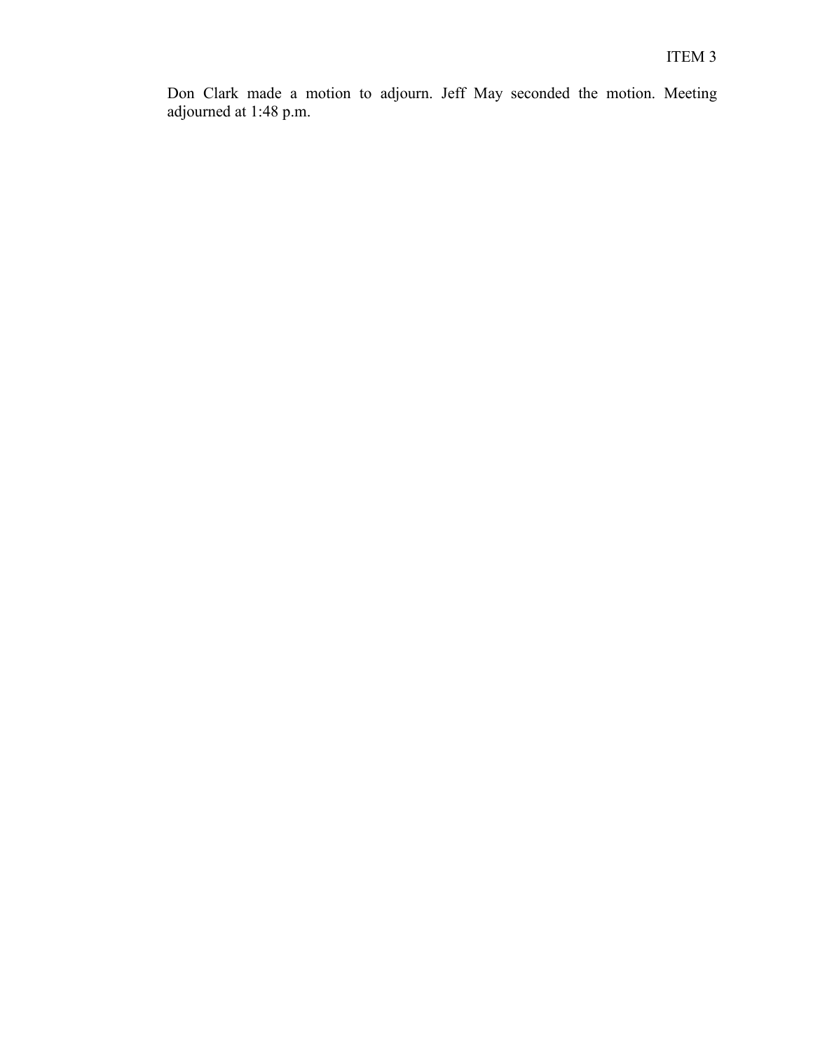Don Clark made a motion to adjourn. Jeff May seconded the motion. Meeting adjourned at 1:48 p.m.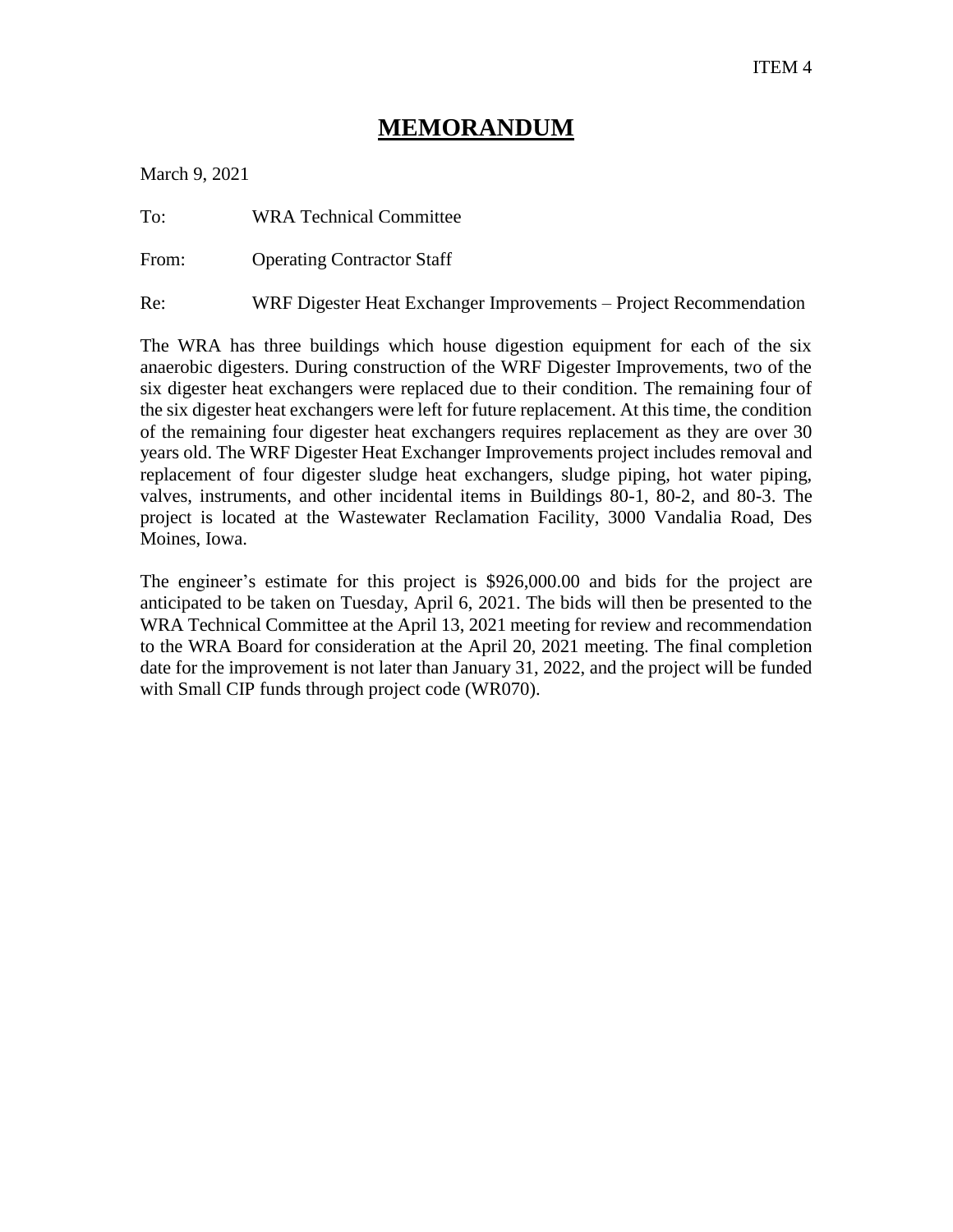ITEM 4

# MEMORANDUM

March 9, 2021

To: WRA Technical Committee

From: Operating Contractor Staff

Re: WRF Digester Heat Exchanger Improvements – Project Recommendation

The WRA has three buildings which house digestion equipment for each of the six anaerobic digesters. During construction of the WRF Digester Improvements, two of the six digester heat exchangers were replaced due to their condition. The remaining four of the six digester heat exchangers were left for future replacement. At this time, the condition of the remaining four digester heat exchangers requires replacement as they are over 30 years old. The WRF Digester Heat Exchanger Improvements project includes removal and replacement of four digester sludge heat exchangers, sludge piping, hot water piping, valves, instruments, and other incidental items in Buildings 80-1, 80-2, and 80-3. The project is located at the Wastewater Reclamation Facility, 3000 Vandalia Road, Des Moines, Iowa.

The engineer's estimate for this project is $926,000.00 and bids for the project are anticipated to be taken on Tuesday, April 6, 2021. The bids will then be presented to the WRA Technical Committee at the April 13, 2021 meeting for review and recommendation to the WRA Board for consideration at the April 20, 2021 meeting. The final completion date for the improvement is not later than January 31, 2022, and the project will be funded with Small CIP funds through project code (WR070).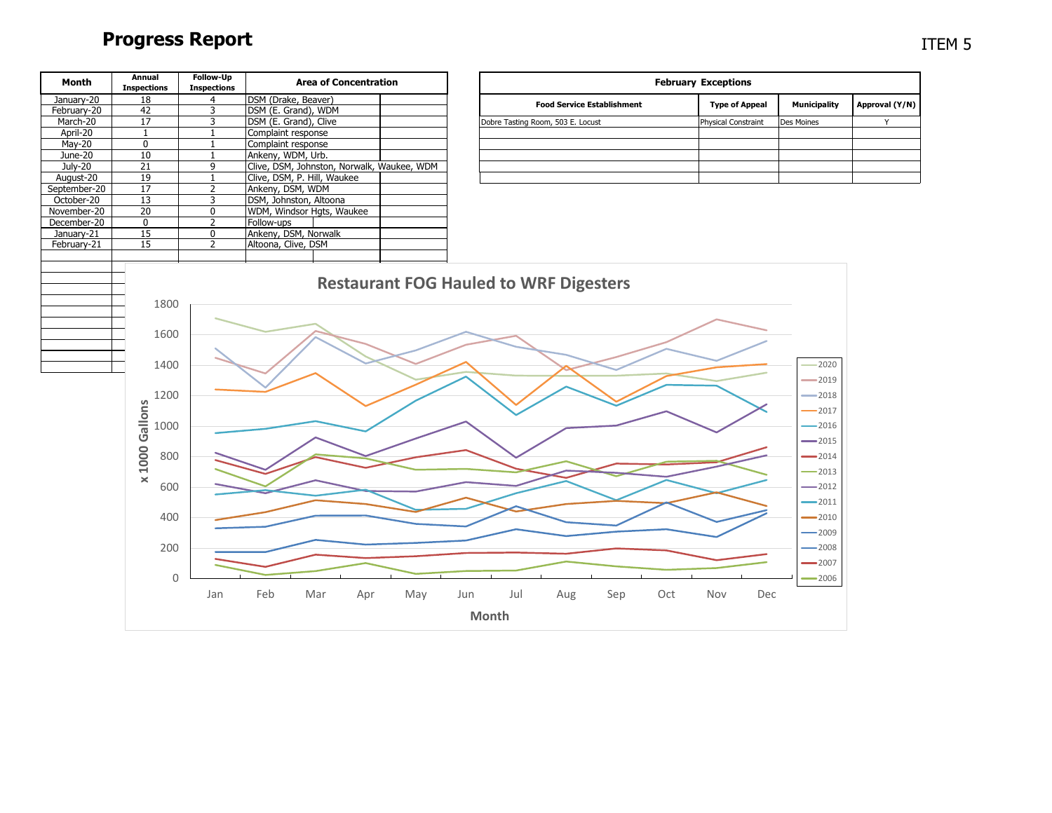# Progress Report

ITEM 5

| Month | Annual Inspections | Follow-Up Inspections | Area of Concentration |
|---|---|---|---|
| January-20 | 18 | 4 | DSM (Drake, Beaver) |
| February-20 | 42 | 3 | DSM (E. Grand), WDM |
| March-20 | 17 | 3 | DSM (E. Grand), Clive |
| April-20 | 1 | 1 | Complaint response |
| May-20 | 0 | 1 | Complaint response |
| June-20 | 10 | 1 | Ankeny, WDM, Urb. |
| July-20 | 21 | 9 | Clive, DSM, Johnston, Norwalk, Waukee, WDM |
| August-20 | 19 | 1 | Clive, DSM, P. Hill, Waukee |
| September-20 | 17 | 2 | Ankeny, DSM, WDM |
| October-20 | 13 | 3 | DSM, Johnston, Altoona |
| November-20 | 20 | 0 | WDM, Windsor Hgts, Waukee |
| December-20 | 0 | 2 | Follow-ups |
| January-21 | 15 | 0 | Ankeny, DSM, Norwalk |
| February-21 | 15 | 2 | Altoona, Clive, DSM |

**February Exceptions**

| Food Service Establishment | Type of Appeal | Municipality | Approval (Y/N) |
|---|---|---|---|
| Dobre Tasting Room, 503 E. Locust | Physical Constraint | Des Moines | Y |

**Restaurant FOG Hauled to WRF Digesters**

(Chart: x 1000 Gallons by Month, Jan–Dec, years 2006–2020)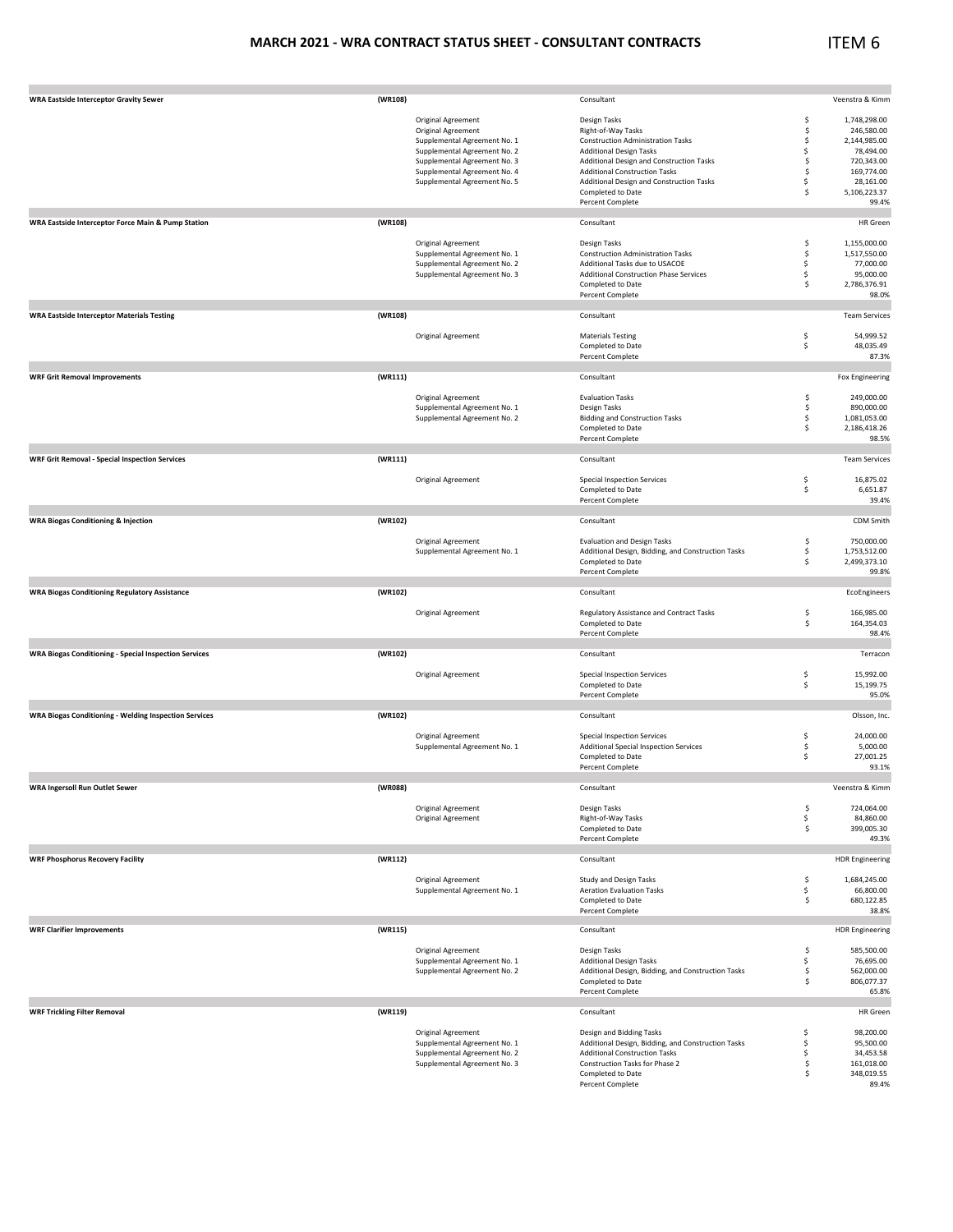# MARCH 2021 - WRA CONTRACT STATUS SHEET - CONSULTANT CONTRACTS

ITEM 6

| Project | Project No. | Agreement | Description | | Amount |
|---|---|---|---|---|---|
| **WRA Eastside Interceptor Gravity Sewer** | **(WR108)** | | Consultant | | Veenstra & Kimm |
| | | Original Agreement | Design Tasks | $ | 1,748,298.00 |
| | | Original Agreement | Right-of-Way Tasks | $ | 246,580.00 |
| | | Supplemental Agreement No. 1 | Construction Administration Tasks | $ | 2,144,985.00 |
| | | Supplemental Agreement No. 2 | Additional Design Tasks | $ | 78,494.00 |
| | | Supplemental Agreement No. 3 | Additional Design and Construction Tasks | $ | 720,343.00 |
| | | Supplemental Agreement No. 4 | Additional Construction Tasks | $ | 169,774.00 |
| | | Supplemental Agreement No. 5 | Additional Design and Construction Tasks | $ | 28,161.00 |
| | | | Completed to Date | $ | 5,106,223.37 |
| | | | Percent Complete | | 99.4% |
| **WRA Eastside Interceptor Force Main & Pump Station** | **(WR108)** | | Consultant | | HR Green |
| | | Original Agreement | Design Tasks | $ | 1,155,000.00 |
| | | Supplemental Agreement No. 1 | Construction Administration Tasks | $ | 1,517,550.00 |
| | | Supplemental Agreement No. 2 | Additional Tasks due to USACOE | $ | 77,000.00 |
| | | Supplemental Agreement No. 3 | Additional Construction Phase Services | $ | 95,000.00 |
| | | | Completed to Date | $ | 2,786,376.91 |
| | | | Percent Complete | | 98.0% |
| **WRA Eastside Interceptor Materials Testing** | **(WR108)** | | Consultant | | Team Services |
| | | Original Agreement | Materials Testing | $ | 54,999.52 |
| | | | Completed to Date | $ | 48,035.49 |
| | | | Percent Complete | | 87.3% |
| **WRF Grit Removal Improvements** | **(WR111)** | | Consultant | | Fox Engineering |
| | | Original Agreement | Evaluation Tasks | $ | 249,000.00 |
| | | Supplemental Agreement No. 1 | Design Tasks | $ | 890,000.00 |
| | | Supplemental Agreement No. 2 | Bidding and Construction Tasks | $ | 1,081,053.00 |
| | | | Completed to Date | $ | 2,186,418.26 |
| | | | Percent Complete | | 98.5% |
| **WRF Grit Removal - Special Inspection Services** | **(WR111)** | | Consultant | | Team Services |
| | | Original Agreement | Special Inspection Services | $ | 16,875.02 |
| | | | Completed to Date | $ | 6,651.87 |
| | | | Percent Complete | | 39.4% |
| **WRA Biogas Conditioning & Injection** | **(WR102)** | | Consultant | | CDM Smith |
| | | Original Agreement | Evaluation and Design Tasks | $ | 750,000.00 |
| | | Supplemental Agreement No. 1 | Additional Design, Bidding, and Construction Tasks | $ | 1,753,512.00 |
| | | | Completed to Date | $ | 2,499,373.10 |
| | | | Percent Complete | | 99.8% |
| **WRA Biogas Conditioning Regulatory Assistance** | **(WR102)** | | Consultant | | EcoEngineers |
| | | Original Agreement | Regulatory Assistance and Contract Tasks | $ | 166,985.00 |
| | | | Completed to Date | $ | 164,354.03 |
| | | | Percent Complete | | 98.4% |
| **WRA Biogas Conditioning - Special Inspection Services** | **(WR102)** | | Consultant | | Terracon |
| | | Original Agreement | Special Inspection Services | $ | 15,992.00 |
| | | | Completed to Date | $ | 15,199.75 |
| | | | Percent Complete | | 95.0% |
| **WRA Biogas Conditioning - Welding Inspection Services** | **(WR102)** | | Consultant | | Olsson, Inc. |
| | | Original Agreement | Special Inspection Services | $ | 24,000.00 |
| | | Supplemental Agreement No. 1 | Additional Special Inspection Services | $ | 5,000.00 |
| | | | Completed to Date | $ | 27,001.25 |
| | | | Percent Complete | | 93.1% |
| **WRA Ingersoll Run Outlet Sewer** | **(WR088)** | | Consultant | | Veenstra & Kimm |
| | | Original Agreement | Design Tasks | $ | 724,064.00 |
| | | Original Agreement | Right-of-Way Tasks | $ | 84,860.00 |
| | | | Completed to Date | $ | 399,005.30 |
| | | | Percent Complete | | 49.3% |
| **WRF Phosphorus Recovery Facility** | **(WR112)** | | Consultant | | HDR Engineering |
| | | Original Agreement | Study and Design Tasks | $ | 1,684,245.00 |
| | | Supplemental Agreement No. 1 | Aeration Evaluation Tasks | $ | 66,800.00 |
| | | | Completed to Date | $ | 680,122.85 |
| | | | Percent Complete | | 38.8% |
| **WRF Clarifier Improvements** | **(WR115)** | | Consultant | | HDR Engineering |
| | | Original Agreement | Design Tasks | $ | 585,500.00 |
| | | Supplemental Agreement No. 1 | Additional Design Tasks | $ | 76,695.00 |
| | | Supplemental Agreement No. 2 | Additional Design, Bidding, and Construction Tasks | $ | 562,000.00 |
| | | | Completed to Date | $ | 806,077.37 |
| | | | Percent Complete | | 65.8% |
| **WRF Trickling Filter Removal** | **(WR119)** | | Consultant | | HR Green |
| | | Original Agreement | Design and Bidding Tasks | $ | 98,200.00 |
| | | Supplemental Agreement No. 1 | Additional Design, Bidding, and Construction Tasks | $ | 95,500.00 |
| | | Supplemental Agreement No. 2 | Additional Construction Tasks | $ | 34,453.58 |
| | | Supplemental Agreement No. 3 | Construction Tasks for Phase 2 | $ | 161,018.00 |
| | | | Completed to Date | $ | 348,019.55 |
| | | | Percent Complete | | 89.4% |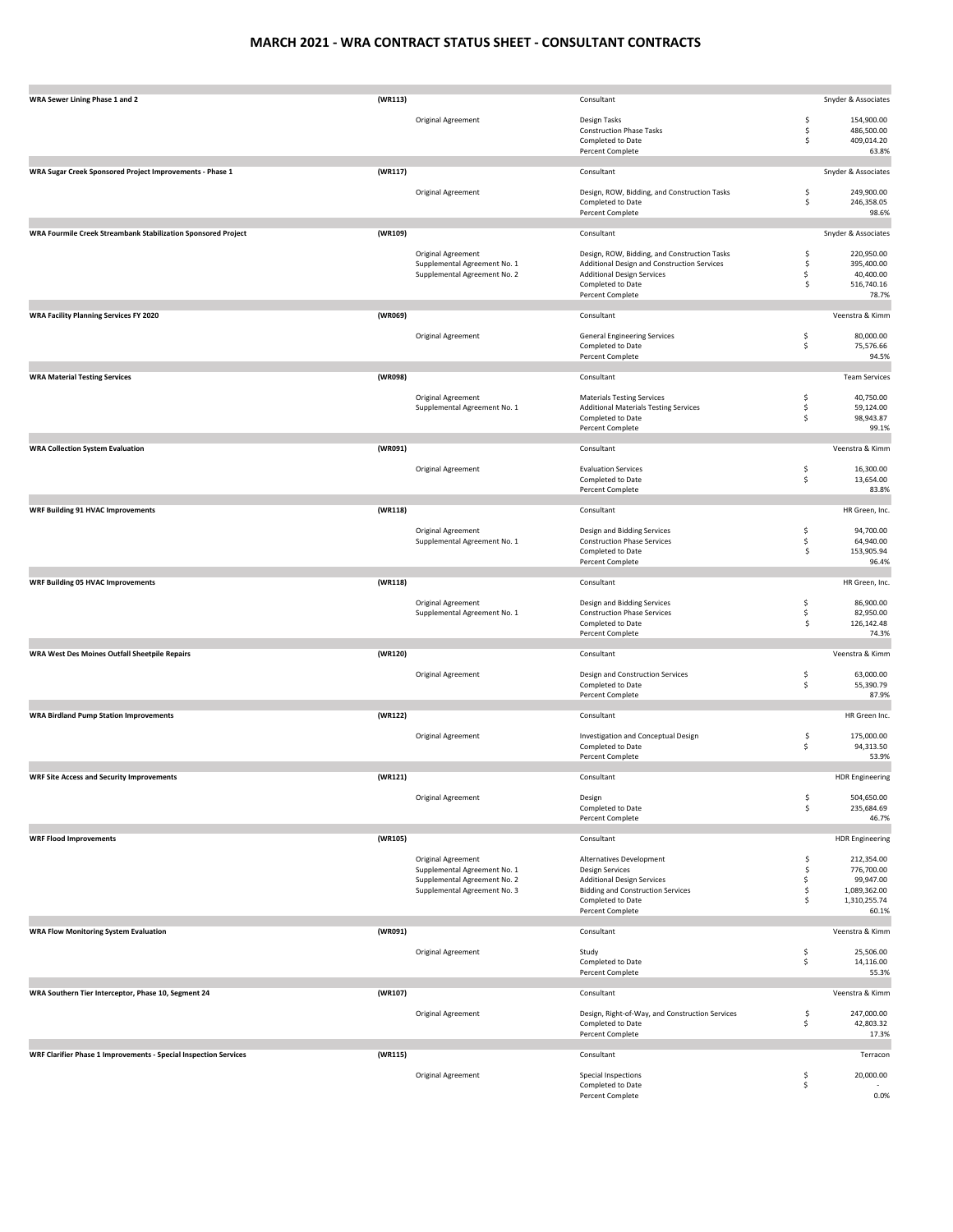# MARCH 2021 - WRA CONTRACT STATUS SHEET - CONSULTANT CONTRACTS

| Project | Contract No. | Agreement | Item | | Amount |
|---|---|---|---|---|---|
| **WRA Sewer Lining Phase 1 and 2** | **(WR113)** | | Consultant | | Snyder & Associates |
| | | Original Agreement | Design Tasks | $ | 154,900.00 |
| | | | Construction Phase Tasks | $ | 486,500.00 |
| | | | Completed to Date | $ | 409,014.20 |
| | | | Percent Complete | | 63.8% |
| **WRA Sugar Creek Sponsored Project Improvements - Phase 1** | **(WR117)** | | Consultant | | Snyder & Associates |
| | | Original Agreement | Design, ROW, Bidding, and Construction Tasks | $ | 249,900.00 |
| | | | Completed to Date | $ | 246,358.05 |
| | | | Percent Complete | | 98.6% |
| **WRA Fourmile Creek Streambank Stabilization Sponsored Project** | **(WR109)** | | Consultant | | Snyder & Associates |
| | | Original Agreement | Design, ROW, Bidding, and Construction Tasks | $ | 220,950.00 |
| | | Supplemental Agreement No. 1 | Additional Design and Construction Services | $ | 395,400.00 |
| | | Supplemental Agreement No. 2 | Additional Design Services | $ | 40,400.00 |
| | | | Completed to Date | $ | 516,740.16 |
| | | | Percent Complete | | 78.7% |
| **WRA Facility Planning Services FY 2020** | **(WR069)** | | Consultant | | Veenstra & Kimm |
| | | Original Agreement | General Engineering Services | $ | 80,000.00 |
| | | | Completed to Date | $ | 75,576.66 |
| | | | Percent Complete | | 94.5% |
| **WRA Material Testing Services** | **(WR098)** | | Consultant | | Team Services |
| | | Original Agreement | Materials Testing Services | $ | 40,750.00 |
| | | Supplemental Agreement No. 1 | Additional Materials Testing Services | $ | 59,124.00 |
| | | | Completed to Date | $ | 98,943.87 |
| | | | Percent Complete | | 99.1% |
| **WRA Collection System Evaluation** | **(WR091)** | | Consultant | | Veenstra & Kimm |
| | | Original Agreement | Evaluation Services | $ | 16,300.00 |
| | | | Completed to Date | $ | 13,654.00 |
| | | | Percent Complete | | 83.8% |
| **WRF Building 91 HVAC Improvements** | **(WR118)** | | Consultant | | HR Green, Inc. |
| | | Original Agreement | Design and Bidding Services | $ | 94,700.00 |
| | | Supplemental Agreement No. 1 | Construction Phase Services | $ | 64,940.00 |
| | | | Completed to Date | $ | 153,905.94 |
| | | | Percent Complete | | 96.4% |
| **WRF Building 05 HVAC Improvements** | **(WR118)** | | Consultant | | HR Green, Inc. |
| | | Original Agreement | Design and Bidding Services | $ | 86,900.00 |
| | | Supplemental Agreement No. 1 | Construction Phase Services | $ | 82,950.00 |
| | | | Completed to Date | $ | 126,142.48 |
| | | | Percent Complete | | 74.3% |
| **WRA West Des Moines Outfall Sheetpile Repairs** | **(WR120)** | | Consultant | | Veenstra & Kimm |
| | | Original Agreement | Design and Construction Services | $ | 63,000.00 |
| | | | Completed to Date | $ | 55,390.79 |
| | | | Percent Complete | | 87.9% |
| **WRA Birdland Pump Station Improvements** | **(WR122)** | | Consultant | | HR Green Inc. |
| | | Original Agreement | Investigation and Conceptual Design | $ | 175,000.00 |
| | | | Completed to Date | $ | 94,313.50 |
| | | | Percent Complete | | 53.9% |
| **WRF Site Access and Security Improvements** | **(WR121)** | | Consultant | | HDR Engineering |
| | | Original Agreement | Design | $ | 504,650.00 |
| | | | Completed to Date | $ | 235,684.69 |
| | | | Percent Complete | | 46.7% |
| **WRF Flood Improvements** | **(WR105)** | | Consultant | | HDR Engineering |
| | | Original Agreement | Alternatives Development | $ | 212,354.00 |
| | | Supplemental Agreement No. 1 | Design Services | $ | 776,700.00 |
| | | Supplemental Agreement No. 2 | Additional Design Services | $ | 99,947.00 |
| | | Supplemental Agreement No. 3 | Bidding and Construction Services | $ | 1,089,362.00 |
| | | | Completed to Date | $ | 1,310,255.74 |
| | | | Percent Complete | | 60.1% |
| **WRA Flow Monitoring System Evaluation** | **(WR091)** | | Consultant | | Veenstra & Kimm |
| | | Original Agreement | Study | $ | 25,506.00 |
| | | | Completed to Date | $ | 14,116.00 |
| | | | Percent Complete | | 55.3% |
| **WRA Southern Tier Interceptor, Phase 10, Segment 24** | **(WR107)** | | Consultant | | Veenstra & Kimm |
| | | Original Agreement | Design, Right-of-Way, and Construction Services | $ | 247,000.00 |
| | | | Completed to Date | $ | 42,803.32 |
| | | | Percent Complete | | 17.3% |
| **WRF Clarifier Phase 1 Improvements - Special Inspection Services** | **(WR115)** | | Consultant | | Terracon |
| | | Original Agreement | Special Inspections | $ | 20,000.00 |
| | | | Completed to Date | $ | - |
| | | | Percent Complete | | 0.0% |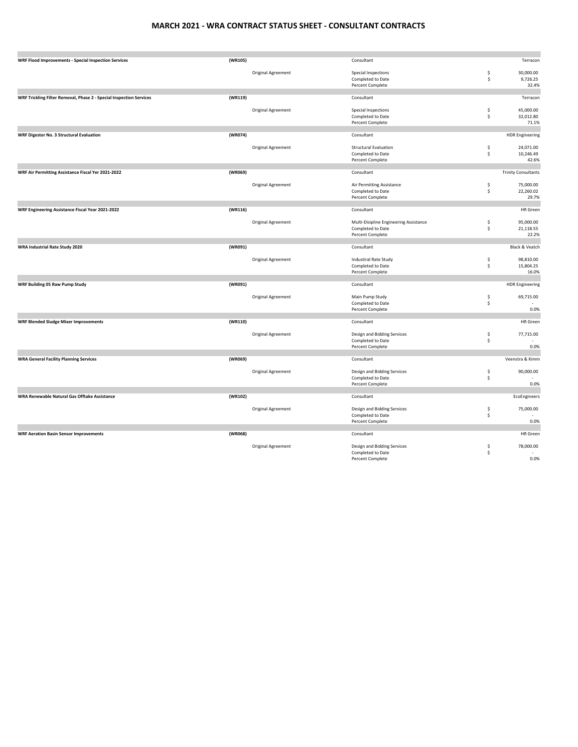# MARCH 2021 - WRA CONTRACT STATUS SHEET - CONSULTANT CONTRACTS

| Project | Number | | | | |
|---|---|---|---|---|---|
| **WRF Flood Improvements - Special Inspection Services** | **(WR105)** | | Consultant | | Terracon |
| | | Original Agreement | Special Inspections | $ | 30,000.00 |
| | | | Completed to Date | $ | 9,726.25 |
| | | | Percent Complete | | 32.4% |
| **WRF Trickling Filter Removal, Phase 2 - Special Inspection Services** | **(WR119)** | | Consultant | | Terracon |
| | | Original Agreement | Special Inspections | $ | 45,000.00 |
| | | | Completed to Date | $ | 32,012.80 |
| | | | Percent Complete | | 71.1% |
| **WRF Digester No. 3 Structural Evaluation** | **(WR074)** | | Consultant | | HDR Engineering |
| | | Original Agreement | Structural Evaluation | $ | 24,071.00 |
| | | | Completed to Date | $ | 10,246.49 |
| | | | Percent Complete | | 42.6% |
| **WRF Air Permitting Assistance Fiscal Yer 2021-2022** | **(WR069)** | | Consultant | | Trinity Consultants |
| | | Original Agreement | Air Permitting Assistance | $ | 75,000.00 |
| | | | Completed to Date | $ | 22,260.02 |
| | | | Percent Complete | | 29.7% |
| **WRF Engineering Assistance Fiscal Year 2021-2022** | **(WR116)** | | Consultant | | HR Green |
| | | Original Agreement | Multi-Disipline Engineering Assistance | $ | 95,000.00 |
| | | | Completed to Date | $ | 21,118.55 |
| | | | Percent Complete | | 22.2% |
| **WRA Industrial Rate Study 2020** | **(WR091)** | | Consultant | | Black & Veatch |
| | | Original Agreement | Industiral Rate Study | $ | 98,810.00 |
| | | | Completed to Date | $ | 15,804.25 |
| | | | Percent Complete | | 16.0% |
| **WRF Building 05 Raw Pump Study** | **(WR091)** | | Consultant | | HDR Engineering |
| | | Original Agreement | Main Pump Study | $ | 69,715.00 |
| | | | Completed to Date | $ | - |
| | | | Percent Complete | | 0.0% |
| **WRF Blended Sludge Mixer Improvements** | **(WR110)** | | Consultant | | HR Green |
| | | Original Agreement | Design and Bidding Services | $ | 77,715.00 |
| | | | Completed to Date | $ | - |
| | | | Percent Complete | | 0.0% |
| **WRA General Facility Planning Services** | **(WR069)** | | Consultant | | Veenstra & Kimm |
| | | Original Agreement | Design and Bidding Services | $ | 90,000.00 |
| | | | Completed to Date | $ | - |
| | | | Percent Complete | | 0.0% |
| **WRA Renewable Natural Gas Offtake Assistance** | **(WR102)** | | Consultant | | EcoEngineers |
| | | Original Agreement | Design and Bidding Services | $ | 75,000.00 |
| | | | Completed to Date | $ | - |
| | | | Percent Complete | | 0.0% |
| **WRF Aeration Basin Sensor Improvements** | **(WR068)** | | Consultant | | HR Green |
| | | Original Agreement | Design and Bidding Services | $ | 78,000.00 |
| | | | Completed to Date | $ | - |
| | | | Percent Complete | | 0.0% |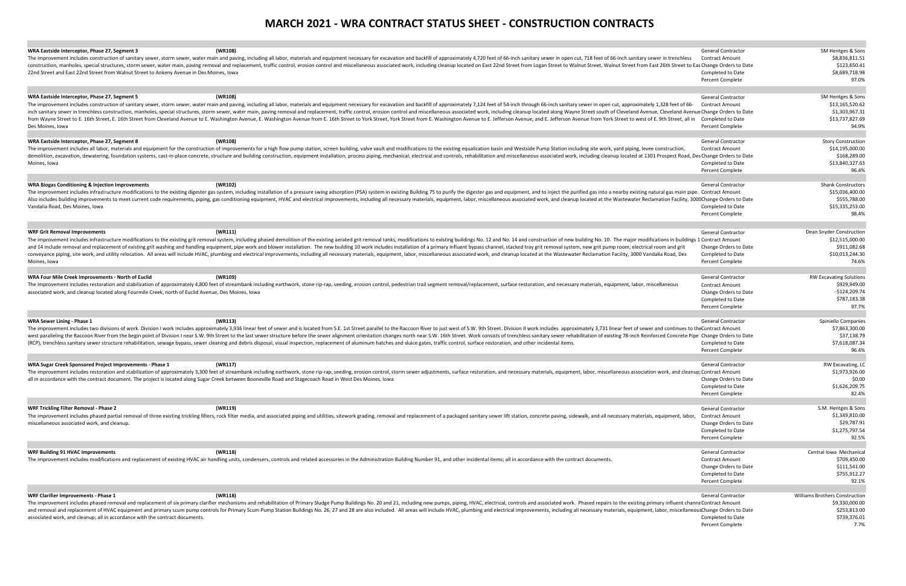# MARCH 2021 - WRA CONTRACT STATUS SHEET - CONSTRUCTION CONTRACTS

**WRA Eastside Interceptor, Phase 27, Segment 3** (WR108)

The improvement includes construction of sanitary sewer, storm sewer, water main and paving, including all labor, materials and equipment necessary for excavation and backfill of approximately 4,720 feet of 66-inch sanitary sewer in open cut, 718 feet of 66-inch sanitary sewer in trenchless construction, manholes, special structures, storm sewer, water main, paving removal and replacement, traffic control, erosion control and miscellaneous associated work, including cleanup located on East 22nd Street from Logan Street to Walnut Street, Walnut Street from East 26th Street to East 22nd Street and East 22nd Street from Walnut Street to Ankeny Avenue in Des Moines, Iowa

| | |
|---|---|
| General Contractor | SM Hentges & Sons |
| Contract Amount | $8,836,811.51 |
| Change Orders to Date | $123,650.41 |
| Completed to Date | $8,689,718.98 |
| Percent Complete | 97.0% |

**WRA Eastside Interceptor, Phase 27, Segment 5** (WR108)

The improvement includes construction of sanitary sewer, storm sewer, water main and paving, including all labor, materials and equipment necessary for excavation and backfill of approximately 7,124 feet of 54-inch through 66-inch sanitary sewer in open cut, approximately 1,328 feet of 66-inch sanitary sewer in trenchless construction, manholes, special structures, storm sewer, water main, paving removal and replacement, traffic control, erosion control and miscellaneous associated work, including cleanup located along Wayne Street south of Cleveland Avenue, Cleveland Avenue from Wayne Street to E. 16th Street, E. 16th Street from Cleveland Avenue to E. Washington Avenue, E. Washington Avenue from E. 16th Street to York Street, York Street from E. Washington Avenue to E. Jefferson Avenue, and E. Jefferson Avenue from York Street to west of E. 9th Street, all in Des Moines, Iowa

| | |
|---|---|
| General Contractor | SM Hentges & Sons |
| Contract Amount | $13,165,520.62 |
| Change Orders to Date | $1,303,967.31 |
| Completed to Date | $13,737,827.69 |
| Percent Complete | 94.9% |

**WRA Eastside Interceptor, Phase 27, Segment 8** (WR108)

The improvement includes all labor, materials and equipment for the construction of improvements for a high flow pump station, screen building, valve vault and modifications to the existing equalization basin and Westside Pump Station including site work, yard piping, levee construction, demolition, excavation, dewatering, foundation systems, cast-in-place concrete, structure and building construction, equipment installation, process piping, mechanical, electrical and controls, rehabilitation and miscellaneous associated work, including cleanup located at 1301 Prospect Road, Des Moines, Iowa

| | |
|---|---|
| General Contractor | Story Construction |
| Contract Amount | $14,195,000.00 |
| Change Orders to Date | $168,289.00 |
| Completed to Date | $13,840,327.63 |
| Percent Complete | 96.4% |

**WRA Biogas Conditioning & Injection Improvements** (WR102)

The improvement includes infrastructure modifications to the existing digester gas system, including installation of a pressure swing adsorption (PSA) system in existing Building 75 to purify the digester gas and equipment, and to inject the purified gas into a nearby existing natural gas main pipe. Also includes building improvements to meet current code requirements, piping, gas conditioning equipment, HVAC and electrical improvements, including all necessary materials, equipment, labor, miscellaneous associated work, and cleanup located at the Wastewater Reclamation Facility, 3000 Vandalia Road, Des Moines, Iowa

| | |
|---|---|
| General Contractor | Shank Constructors |
| Contract Amount | $15,036,400.00 |
| Change Orders to Date | $555,788.00 |
| Completed to Date | $15,335,253.00 |
| Percent Complete | 98.4% |

**WRF Grit Removal Improvements** (WR111)

The improvement includes infrastructure modifications to the existing grit removal system, including phased demolition of the existing aerated grit removal tanks, modifications to existing buildings No. 12 and No. 14 and construction of new building No. 10. The major modifications in buildings 12 and 14 include removal and replacement of existing grit washing and handling equipment, pipe work and blower installation. The new building 10 work includes installation of a primary influent bypass channel, stacked tray grit removal system, new grit pump room, electrical room and grit conveyance piping, site work, and utility relocation. All areas will include HVAC, plumbing and electrical improvements, including all necessary materials, equipment, labor, miscellaneous associated work, and cleanup located at the Wastewater Reclamation Facility, 3000 Vandalia Road, Des Moines, Iowa

| | |
|---|---|
| General Contractor | Dean Snyder Construction |
| Contract Amount | $12,515,000.00 |
| Change Orders to Date | $911,082.68 |
| Completed to Date | $10,013,244.30 |
| Percent Complete | 74.6% |

**WRA Four Mile Creek Improvements - North of Euclid** (WR109)

The improvement includes restoration and stabilization of approximately 4,800 feet of streambank including earthwork, stone rip-rap, seeding, erosion control, pedestrian trail segment removal/replacement, surface restoration, and necessary materials, equipment, labor, miscellaneous associated work, and cleanup located along Fourmile Creek, north of Euclid Avenue, Des Moines, Iowa

| | |
|---|---|
| General Contractor | RW Excavating Solutions |
| Contract Amount | $929,949.00 |
| Change Orders to Date | -$124,209.74 |
| Completed to Date | $787,183.38 |
| Percent Complete | 97.7% |

**WRA Sewer Lining - Phase 1** (WR113)

The improvement includes two divisions of work. Division I work includes approximately 3,936 linear feet of sewer and is located from S.E. 1st Street parallel to the Raccoon River to just west of S.W. 9th Street. Division II work includes approximately 3,731 linear feet of sewer and continues to the west paralleling the Raccoon River from the begin point of Division I near S.W. 9th Street to the last sewer structure before the sewer alignment orientation changes north near S.W. 16th Street. Work consists of trenchless sanitary sewer rehabilitation of existing 78-inch Reinforced Concrete Pipe (RCP), trenchless sanitary sewer structure rehabilitation, sewage bypass, sewer cleaning and debris disposal, visual inspection, replacement of aluminum hatches and sluice gates, traffic control, surface restoration, and other incidental items.

| | |
|---|---|
| General Contractor | Spiniello Companies |
| Contract Amount | $7,863,300.00 |
| Change Orders to Date | $37,138.79 |
| Completed to Date | $7,618,087.34 |
| Percent Complete | 96.4% |

**WRA Sugar Creek Sponsored Project Improvements - Phase 1** (WR117)

The improvement includes restoration and stabilization of approximately 3,300 feet of streambank including earthwork, stone rip-rap, seeding, erosion control, storm sewer adjustments, surface restoration, and necessary materials, equipment, labor, miscellaneous association work, and cleanup; all in accordance with the contract document. The project is located along Sugar Creek between Booneville Road and Stagecoach Road in West Des Moines, Iowa

| | |
|---|---|
| General Contractor | RW Excavating, LC |
| Contract Amount | $1,973,926.00 |
| Change Orders to Date | $0.00 |
| Completed to Date | $1,626,209.75 |
| Percent Complete | 82.4% |

**WRF Trickling Filter Removal - Phase 2** (WR119)

The improvement includes phased partial removal of three existing trickling filters, rock filter media, and associated piping and utilities, sitework grading, removal and replacement of a packaged sanitary sewer lift station, concrete paving, sidewalk, and all necessary materials, equipment, labor, miscellaneous associated work, and cleanup.

| | |
|---|---|
| General Contractor | S.M. Hentges & Sons |
| Contract Amount | $1,349,810.00 |
| Change Orders to Date | $29,787.91 |
| Completed to Date | $1,275,797.54 |
| Percent Complete | 92.5% |

**WRF Building 91 HVAC Improvements** (WR118)

The improvement includes modifications and replacement of existing HVAC air handling units, condensers, controls and related accessories in the Administration Building Number 91, and other incidental items; all in accordance with the contract documents.

| | |
|---|---|
| General Contractor | Central Iowa Mechanical |
| Contract Amount | $709,450.00 |
| Change Orders to Date | $111,541.00 |
| Completed to Date | $755,912.27 |
| Percent Complete | 92.1% |

**WRF Clarifier Improvements - Phase 1** (WR118)

The improvement includes phased removal and replacement of six primary clarifier mechanisms and rehabilitation of Primary Sludge Pump Buildings No. 20 and 21, including new pumps, piping, HVAC, electrical, controls and associated work. Phased repairs to the existing primary influent channel and removal and replacement of HVAC equipment and primary scum pump controls for Primary Scum Pump Station Buildings No. 26, 27 and 28 are also included. All areas will include HVAC, plumbing and electrical improvements, including all necessary materials, equipment, labor, miscellaneous associated work, and cleanup; all in accordance with the contract documents.

| | |
|---|---|
| General Contractor | Williams Brothers Construction |
| Contract Amount | $9,330,000.00 |
| Change Orders to Date | $253,813.00 |
| Completed to Date | $739,376.01 |
| Percent Complete | 7.7% |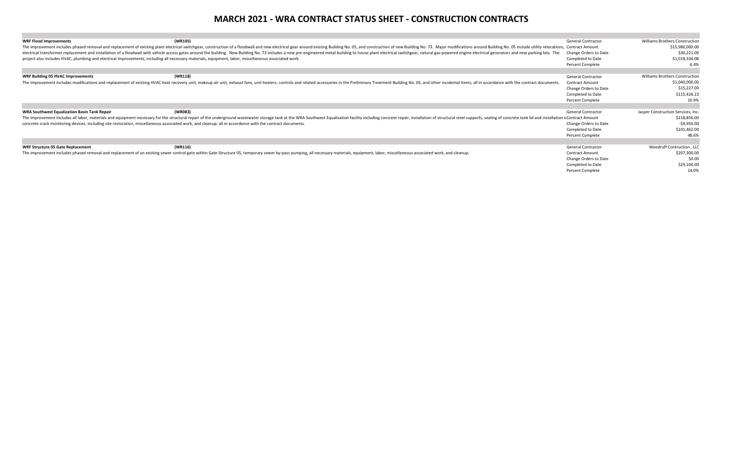# MARCH 2021 - WRA CONTRACT STATUS SHEET - CONSTRUCTION CONTRACTS

**WRF Flood Improvements** **(WR105)**

The improvement includes phased removal and replacement of existing plant electrical switchgear, construction of a floodwall and new electrical gear around existing Building No. 05, and construction of new Building No. 73. Major modifications around Building No. 05 include utility relocations, electrical transformer replacement and installation of a floodwall with vehicle access gates around the building. New Building No. 73 includes a new pre-engineered metal building to house plant electrical switchgear, natural gas-powered engine electrical generators and new parking lots. The project also includes HVAC, plumbing and electrical improvements, including all necessary materials, equipment, labor, miscellaneous associated work.

| | |
|---|---|
| General Contractor | Williams Brothers Construction |
| Contract Amount | $15,980,000.00 |
| Change Orders to Date | $30,221.00 |
| Completed to Date | $1,018,334.08 |
| Percent Complete | 6.4% |

**WRF Building 05 HVAC Improvements** **(WR118)**

The improvement includes modifications and replacement of existing HVAC heat recovery unit, makeup air unit, exhaust fans, unit heaters, controls and related accessories in the Preliminary Treatment Building No. 05, and other incidental items; all in accordance with the contract documents.

| | |
|---|---|
| General Contractor | Williams Brothers Construction |
| Contract Amount | $1,040,000.00 |
| Change Orders to Date | $15,227.00 |
| Completed to Date | $115,426.23 |
| Percent Complete | 10.9% |

**WRA Southwest Equalization Basin Tank Repair** **(WR083)**

The improvement includes all labor, materials and equipment necessary for the structural repair of the underground wastewater storage tank at the WRA Southwest Equalization facility including concrete repair, installation of structural steel supports, sealing of concrete tank lid and installation of concrete crack monitoring devices, including site restoration, miscellaneous associated work, and cleanup; all in accordance with the contract documents.

| | |
|---|---|
| General Contractor | Jasper Construction Services, Inc. |
| Contract Amount | $218,856.00 |
| Change Orders to Date | -$9,950.00 |
| Completed to Date | $101,462.00 |
| Percent Complete | 48.6% |

**WRF Structure 05 Gate Replacement** **(WR116)**

The improvement includes phased removal and replacement of an existing sewer control gate within Gate Structure 05, temporary sewer by-pass pumping, all necessary materials, equipment, labor, miscellaneous associated work, and cleanup.

| | |
|---|---|
| General Contractor | Woodruff Contruction , LLC |
| Contract Amount | $207,300.00 |
| Change Orders to Date | $0.00 |
| Completed to Date | $29,100.00 |
| Percent Complete | 14.0% |